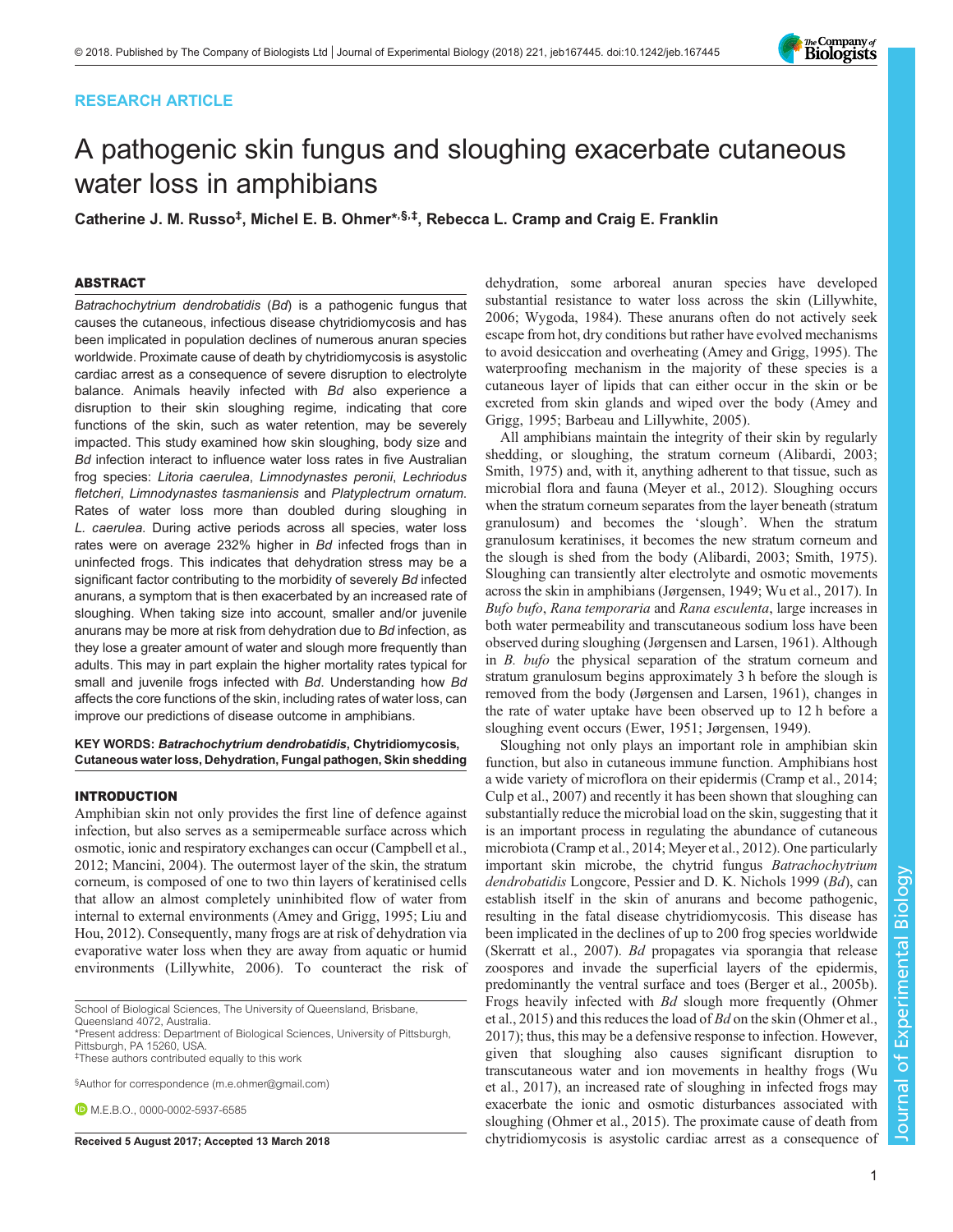RESEARCH ARTICLE

# A pathogenic skin fungus and sloughing exacerbate cutaneous water loss in amphibians

**Catherine J. M. Russo[‡], Michel E. B. Ohmer[*,§,‡], Rebecca L. Cramp and Craig E. Franklin**

## ABSTRACT

*Batrachochytrium dendrobatidis* (*Bd*) is a pathogenic fungus that causes the cutaneous, infectious disease chytridiomycosis and has been implicated in population declines of numerous anuran species worldwide. Proximate cause of death by chytridiomycosis is asystolic cardiac arrest as a consequence of severe disruption to electrolyte balance. Animals heavily infected with *Bd* also experience a disruption to their skin sloughing regime, indicating that core functions of the skin, such as water retention, may be severely impacted. This study examined how skin sloughing, body size and *Bd* infection interact to influence water loss rates in five Australian frog species: *Litoria caerulea*, *Limnodynastes peronii*, *Lechriodus fletcheri*, *Limnodynastes tasmaniensis* and *Platyplectrum ornatum*. Rates of water loss more than doubled during sloughing in *L. caerulea*. During active periods across all species, water loss rates were on average 232% higher in *Bd* infected frogs than in uninfected frogs. This indicates that dehydration stress may be a significant factor contributing to the morbidity of severely *Bd* infected anurans, a symptom that is then exacerbated by an increased rate of sloughing. When taking size into account, smaller and/or juvenile anurans may be more at risk from dehydration due to *Bd* infection, as they lose a greater amount of water and slough more frequently than adults. This may in part explain the higher mortality rates typical for small and juvenile frogs infected with *Bd*. Understanding how *Bd* affects the core functions of the skin, including rates of water loss, can improve our predictions of disease outcome in amphibians.

**KEY WORDS: *Batrachochytrium dendrobatidis*, Chytridiomycosis, Cutaneous water loss, Dehydration, Fungal pathogen, Skin shedding**

## INTRODUCTION

Amphibian skin not only provides the first line of defence against infection, but also serves as a semipermeable surface across which osmotic, ionic and respiratory exchanges can occur (Campbell et al., 2012; Mancini, 2004). The outermost layer of the skin, the stratum corneum, is composed of one to two thin layers of keratinised cells that allow an almost completely uninhibited flow of water from internal to external environments (Amey and Grigg, 1995; Liu and Hou, 2012). Consequently, many frogs are at risk of dehydration via evaporative water loss when they are away from aquatic or humid environments (Lillywhite, 2006). To counteract the risk of dehydration, some arboreal anuran species have developed substantial resistance to water loss across the skin (Lillywhite, 2006; Wygoda, 1984). These anurans often do not actively seek escape from hot, dry conditions but rather have evolved mechanisms to avoid desiccation and overheating (Amey and Grigg, 1995). The waterproofing mechanism in the majority of these species is a cutaneous layer of lipids that can either occur in the skin or be excreted from skin glands and wiped over the body (Amey and Grigg, 1995; Barbeau and Lillywhite, 2005).

All amphibians maintain the integrity of their skin by regularly shedding, or sloughing, the stratum corneum (Alibardi, 2003; Smith, 1975) and, with it, anything adherent to that tissue, such as microbial flora and fauna (Meyer et al., 2012). Sloughing occurs when the stratum corneum separates from the layer beneath (stratum granulosum) and becomes the 'slough'. When the stratum granulosum keratinises, it becomes the new stratum corneum and the slough is shed from the body (Alibardi, 2003; Smith, 1975). Sloughing can transiently alter electrolyte and osmotic movements across the skin in amphibians (Jørgensen, 1949; Wu et al., 2017). In *Bufo bufo*, *Rana temporaria* and *Rana esculenta*, large increases in both water permeability and transcutaneous sodium loss have been observed during sloughing (Jørgensen and Larsen, 1961). Although in *B. bufo* the physical separation of the stratum corneum and stratum granulosum begins approximately 3 h before the slough is removed from the body (Jørgensen and Larsen, 1961), changes in the rate of water uptake have been observed up to 12 h before a sloughing event occurs (Ewer, 1951; Jørgensen, 1949).

Sloughing not only plays an important role in amphibian skin function, but also in cutaneous immune function. Amphibians host a wide variety of microflora on their epidermis (Cramp et al., 2014; Culp et al., 2007) and recently it has been shown that sloughing can substantially reduce the microbial load on the skin, suggesting that it is an important process in regulating the abundance of cutaneous microbiota (Cramp et al., 2014; Meyer et al., 2012). One particularly important skin microbe, the chytrid fungus *Batrachochytrium dendrobatidis* Longcore, Pessier and D. K. Nichols 1999 (*Bd*), can establish itself in the skin of anurans and become pathogenic, resulting in the fatal disease chytridiomycosis. This disease has been implicated in the declines of up to 200 frog species worldwide (Skerratt et al., 2007). *Bd* propagates via sporangia that release zoospores and invade the superficial layers of the epidermis, predominantly the ventral surface and toes (Berger et al., 2005b). Frogs heavily infected with *Bd* slough more frequently (Ohmer et al., 2015) and this reduces the load of *Bd* on the skin (Ohmer et al., 2017); thus, this may be a defensive response to infection. However, given that sloughing also causes significant disruption to transcutaneous water and ion movements in healthy frogs (Wu et al., 2017), an increased rate of sloughing in infected frogs may exacerbate the ionic and osmotic disturbances associated with sloughing (Ohmer et al., 2015). The proximate cause of death from chytridiomycosis is asystolic cardiac arrest as a consequence of

School of Biological Sciences, The University of Queensland, Brisbane, Queensland 4072, Australia.
*Present address: Department of Biological Sciences, University of Pittsburgh, Pittsburgh, PA 15260, USA.
‡These authors contributed equally to this work

§Author for correspondence (m.e.ohmer@gmail.com)

M.E.B.O., 0000-0002-5937-6585

**Received 5 August 2017; Accepted 13 March 2018**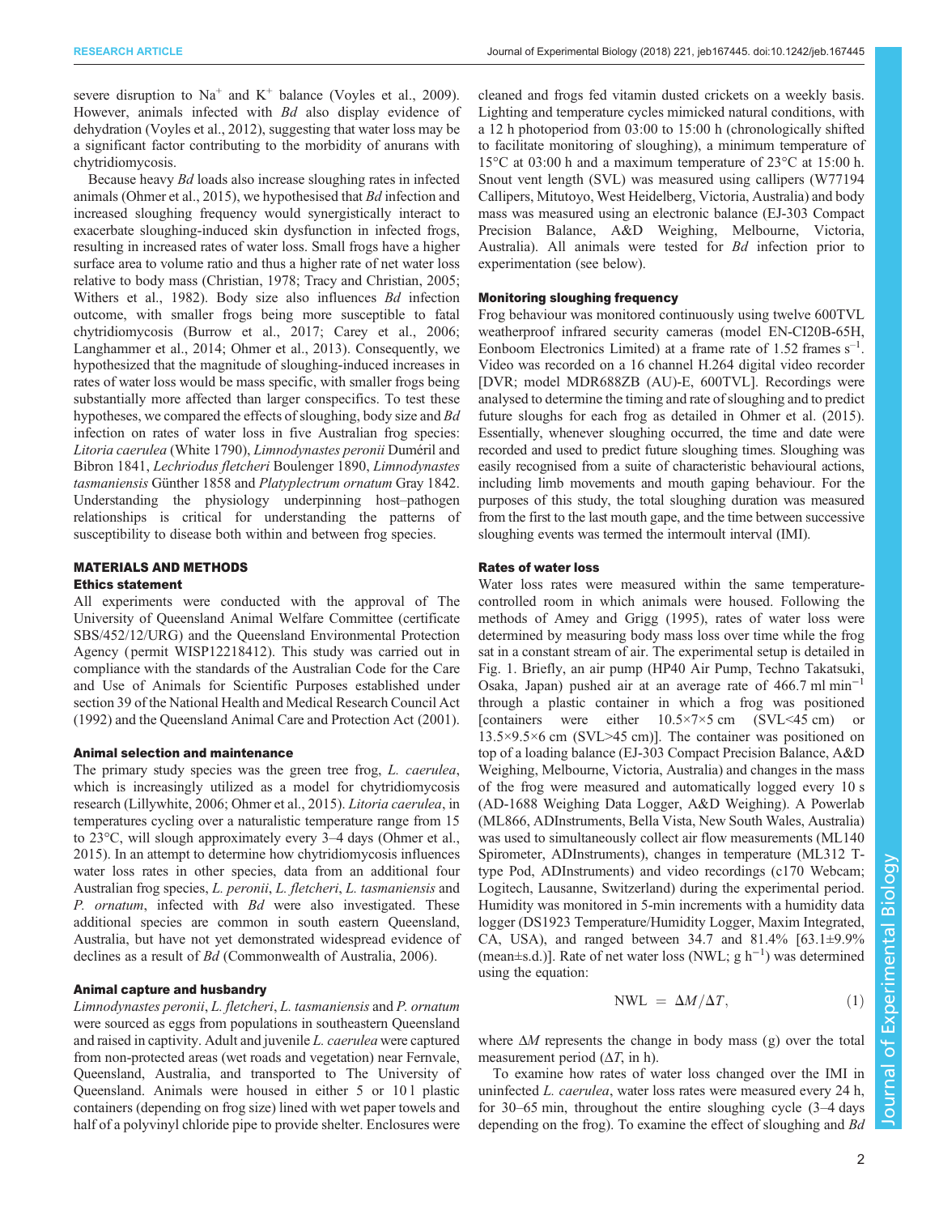severe disruption to $Na^+$ and $K^+$ balance (Voyles et al., 2009). However, animals infected with *Bd* also display evidence of dehydration (Voyles et al., 2012), suggesting that water loss may be a significant factor contributing to the morbidity of anurans with chytridiomycosis.

Because heavy *Bd* loads also increase sloughing rates in infected animals (Ohmer et al., 2015), we hypothesised that *Bd* infection and increased sloughing frequency would synergistically interact to exacerbate sloughing-induced skin dysfunction in infected frogs, resulting in increased rates of water loss. Small frogs have a higher surface area to volume ratio and thus a higher rate of net water loss relative to body mass (Christian, 1978; Tracy and Christian, 2005; Withers et al., 1982). Body size also influences *Bd* infection outcome, with smaller frogs being more susceptible to fatal chytridiomycosis (Burrow et al., 2017; Carey et al., 2006; Langhammer et al., 2014; Ohmer et al., 2013). Consequently, we hypothesized that the magnitude of sloughing-induced increases in rates of water loss would be mass specific, with smaller frogs being substantially more affected than larger conspecifics. To test these hypotheses, we compared the effects of sloughing, body size and *Bd* infection on rates of water loss in five Australian frog species: *Litoria caerulea* (White 1790), *Limnodynastes peronii* Duméril and Bibron 1841, *Lechriodus fletcheri* Boulenger 1890, *Limnodynastes tasmaniensis* Günther 1858 and *Platyplectrum ornatum* Gray 1842. Understanding the physiology underpinning host–pathogen relationships is critical for understanding the patterns of susceptibility to disease both within and between frog species.

## MATERIALS AND METHODS

### Ethics statement

All experiments were conducted with the approval of The University of Queensland Animal Welfare Committee (certificate SBS/452/12/URG) and the Queensland Environmental Protection Agency (permit WISP12218412). This study was carried out in compliance with the standards of the Australian Code for the Care and Use of Animals for Scientific Purposes established under section 39 of the National Health and Medical Research Council Act (1992) and the Queensland Animal Care and Protection Act (2001).

### Animal selection and maintenance

The primary study species was the green tree frog, *L. caerulea*, which is increasingly utilized as a model for chytridiomycosis research (Lillywhite, 2006; Ohmer et al., 2015). *Litoria caerulea*, in temperatures cycling over a naturalistic temperature range from 15 to 23°C, will slough approximately every 3–4 days (Ohmer et al., 2015). In an attempt to determine how chytridiomycosis influences water loss rates in other species, data from an additional four Australian frog species, *L. peroni*, *L. fletcheri*, *L. tasmaniensis* and *P. ornatum*, infected with *Bd* were also investigated. These additional species are common in south eastern Queensland, Australia, but have not yet demonstrated widespread evidence of declines as a result of *Bd* (Commonwealth of Australia, 2006).

### Animal capture and husbandry

*Limnodynastes peronii*, *L. fletcheri*, *L. tasmaniensis* and *P. ornatum* were sourced as eggs from populations in southeastern Queensland and raised in captivity. Adult and juvenile *L. caerulea* were captured from non-protected areas (wet roads and vegetation) near Fernvale, Queensland, Australia, and transported to The University of Queensland. Animals were housed in either 5 or 10 l plastic containers (depending on frog size) lined with wet paper towels and half of a polyvinyl chloride pipe to provide shelter. Enclosures were cleaned and frogs fed vitamin dusted crickets on a weekly basis. Lighting and temperature cycles mimicked natural conditions, with a 12 h photoperiod from 03:00 to 15:00 h (chronologically shifted to facilitate monitoring of sloughing), a minimum temperature of 15°C at 03:00 h and a maximum temperature of 23°C at 15:00 h. Snout vent length (SVL) was measured using callipers (W77194 Callipers, Mitutoyo, West Heidelberg, Victoria, Australia) and body mass was measured using an electronic balance (EJ-303 Compact Precision Balance, A&D Weighing, Melbourne, Victoria, Australia). All animals were tested for *Bd* infection prior to experimentation (see below).

### Monitoring sloughing frequency

Frog behaviour was monitored continuously using twelve 600TVL weatherproof infrared security cameras (model EN-CI20B-65H, Eonboom Electronics Limited) at a frame rate of 1.52 frames $s^{-1}$. Video was recorded on a 16 channel H.264 digital video recorder [DVR; model MDR688ZB (AU)-E, 600TVL]. Recordings were analysed to determine the timing and rate of sloughing and to predict future sloughs for each frog as detailed in Ohmer et al. (2015). Essentially, whenever sloughing occurred, the time and date were recorded and used to predict future sloughing times. Sloughing was easily recognised from a suite of characteristic behavioural actions, including limb movements and mouth gaping behaviour. For the purposes of this study, the total sloughing duration was measured from the first to the last mouth gape, and the time between successive sloughing events was termed the intermoult interval (IMI).

### Rates of water loss

Water loss rates were measured within the same temperature-controlled room in which animals were housed. Following the methods of Amey and Grigg (1995), rates of water loss were determined by measuring body mass loss over time while the frog sat in a constant stream of air. The experimental setup is detailed in Fig. 1. Briefly, an air pump (HP40 Air Pump, Techno Takatsuki, Osaka, Japan) pushed air at an average rate of 466.7 ml $min^{-1}$ through a plastic container in which a frog was positioned [containers were either 10.5×7×5 cm (SVL<45 cm) or 13.5×9.5×6 cm (SVL>45 cm)]. The container was positioned on top of a loading balance (EJ-303 Compact Precision Balance, A&D Weighing, Melbourne, Victoria, Australia) and changes in the mass of the frog were measured and automatically logged every 10 s (AD-1688 Weighing Data Logger, A&D Weighing). A Powerlab (ML866, ADInstruments, Bella Vista, New South Wales, Australia) was used to simultaneously collect air flow measurements (ML140 Spirometer, ADInstruments), changes in temperature (ML312 T-type Pod, ADInstruments) and video recordings (c170 Webcam; Logitech, Lausanne, Switzerland) during the experimental period. Humidity was monitored in 5-min increments with a humidity data logger (DS1923 Temperature/Humidity Logger, Maxim Integrated, CA, USA), and ranged between 34.7 and 81.4% [63.1±9.9% (mean±s.d.)]. Rate of net water loss (NWL; g $h^{-1}$) was determined using the equation:

$$\mathrm{NWL} = \Delta M/\Delta T, \tag{1}$$

where $\Delta M$ represents the change in body mass (g) over the total measurement period ($\Delta T$, in h).

To examine how rates of water loss changed over the IMI in uninfected *L. caerulea*, water loss rates were measured every 24 h, for 30–65 min, throughout the entire sloughing cycle (3–4 days depending on the frog). To examine the effect of sloughing and *Bd*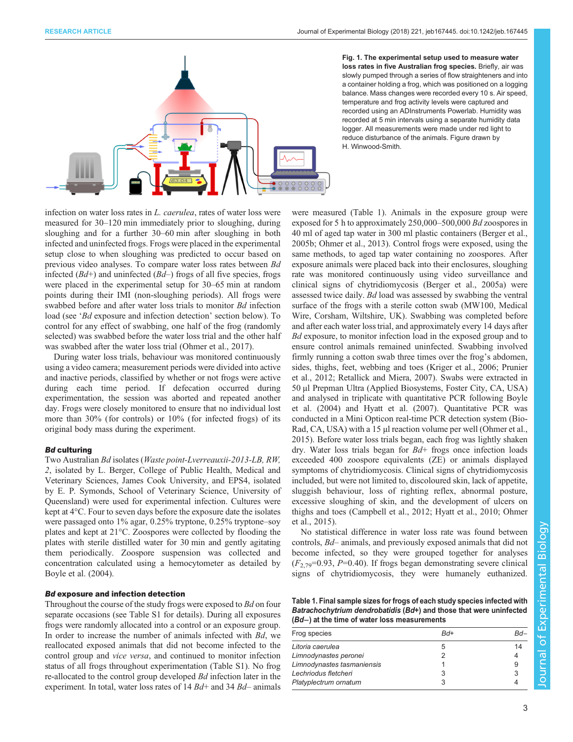**Fig. 1. The experimental setup used to measure water loss rates in five Australian frog species.** Briefly, air was slowly pumped through a series of flow straighteners and into a container holding a frog, which was positioned on a logging balance. Mass changes were recorded every 10 s. Air speed, temperature and frog activity levels were captured and recorded using an ADInstruments Powerlab. Humidity was recorded at 5 min intervals using a separate humidity data logger. All measurements were made under red light to reduce disturbance of the animals. Figure drawn by H. Winwood-Smith.

infection on water loss rates in *L. caerulea*, rates of water loss were measured for 30–120 min immediately prior to sloughing, during sloughing and for a further 30–60 min after sloughing in both infected and uninfected frogs. Frogs were placed in the experimental setup close to when sloughing was predicted to occur based on previous video analyses. To compare water loss rates between *Bd* infected (*Bd*+) and uninfected (*Bd*–) frogs of all five species, frogs were placed in the experimental setup for 30–65 min at random points during their IMI (non-sloughing periods). All frogs were swabbed before and after water loss trials to monitor *Bd* infection load (see '*Bd* exposure and infection detection' section below). To control for any effect of swabbing, one half of the frog (randomly selected) was swabbed before the water loss trial and the other half was swabbed after the water loss trial (Ohmer et al., 2017).

During water loss trials, behaviour was monitored continuously using a video camera; measurement periods were divided into active and inactive periods, classified by whether or not frogs were active during each time period. If defecation occurred during experimentation, the session was aborted and repeated another day. Frogs were closely monitored to ensure that no individual lost more than 30% (for controls) or 10% (for infected frogs) of its original body mass during the experiment.

### *Bd* culturing

Two Australian *Bd* isolates (*Waste point-Lverreauxii-2013-LB, RW, 2*, isolated by L. Berger, College of Public Health, Medical and Veterinary Sciences, James Cook University, and EPS4, isolated by E. P. Symonds, School of Veterinary Science, University of Queensland) were used for experimental infection. Cultures were kept at 4°C. Four to seven days before the exposure date the isolates were passaged onto 1% agar, 0.25% tryptone, 0.25% tryptone–soy plates and kept at 21°C. Zoospores were collected by flooding the plates with sterile distilled water for 30 min and gently agitating them periodically. Zoospore suspension was collected and concentration calculated using a hemocytometer as detailed by Boyle et al. (2004).

### *Bd* exposure and infection detection

Throughout the course of the study frogs were exposed to *Bd* on four separate occasions (see Table S1 for details). During all exposures frogs were randomly allocated into a control or an exposure group. In order to increase the number of animals infected with *Bd*, we reallocated exposed animals that did not become infected to the control group and *vice versa*, and continued to monitor infection status of all frogs throughout experimentation (Table S1). No frog re-allocated to the control group developed *Bd* infection later in the experiment. In total, water loss rates of 14 *Bd*+ and 34 *Bd*– animals were measured (Table 1). Animals in the exposure group were exposed for 5 h to approximately 250,000–500,000 *Bd* zoospores in 40 ml of aged tap water in 300 ml plastic containers (Berger et al., 2005b; Ohmer et al., 2013). Control frogs were exposed, using the same methods, to aged tap water containing no zoospores. After exposure animals were placed back into their enclosures, sloughing rate was monitored continuously using video surveillance and clinical signs of chytridiomycosis (Berger et al., 2005a) were assessed twice daily. *Bd* load was assessed by swabbing the ventral surface of the frogs with a sterile cotton swab (MW100, Medical Wire, Corsham, Wiltshire, UK). Swabbing was completed before and after each water loss trial, and approximately every 14 days after *Bd* exposure, to monitor infection load in the exposed group and to ensure control animals remained uninfected. Swabbing involved firmly running a cotton swab three times over the frog's abdomen, sides, thighs, feet, webbing and toes (Kriger et al., 2006; Prunier et al., 2012; Retallick and Miera, 2007). Swabs were extracted in 50 µl Prepman Ultra (Applied Biosystems, Foster City, CA, USA) and analysed in triplicate with quantitative PCR following Boyle et al. (2004) and Hyatt et al. (2007). Quantitative PCR was conducted in a Mini Opticon real-time PCR detection system (Bio-Rad, CA, USA) with a 15 µl reaction volume per well (Ohmer et al., 2015). Before water loss trials began, each frog was lightly shaken dry. Water loss trials began for *Bd*+ frogs once infection loads exceeded 400 zoospore equivalents (ZE) or animals displayed symptoms of chytridiomycosis. Clinical signs of chytridiomycosis included, but were not limited to, discoloured skin, lack of appetite, sluggish behaviour, loss of righting reflex, abnormal posture, excessive sloughing of skin, and the development of ulcers on thighs and toes (Campbell et al., 2012; Hyatt et al., 2010; Ohmer et al., 2015).

No statistical difference in water loss rate was found between controls, *Bd*– animals, and previously exposed animals that did not become infected, so they were grouped together for analyses ($F_{2,79}$=0.93, $P$=0.40). If frogs began demonstrating severe clinical signs of chytridiomycosis, they were humanely euthanized.

**Table 1. Final sample sizes for frogs of each study species infected with *Batrachochytrium dendrobatidis* (*Bd*+) and those that were uninfected (*Bd*–) at the time of water loss measurements**

| Frog species | *Bd*+ | *Bd*– |
|---|---|---|
| *Litoria caerulea* | 5 | 14 |
| *Limnodynastes peronei* | 2 | 4 |
| *Limnodynastes tasmaniensis* | 1 | 9 |
| *Lechriodus fletcheri* | 3 | 3 |
| *Platyplectrum ornatum* | 3 | 4 |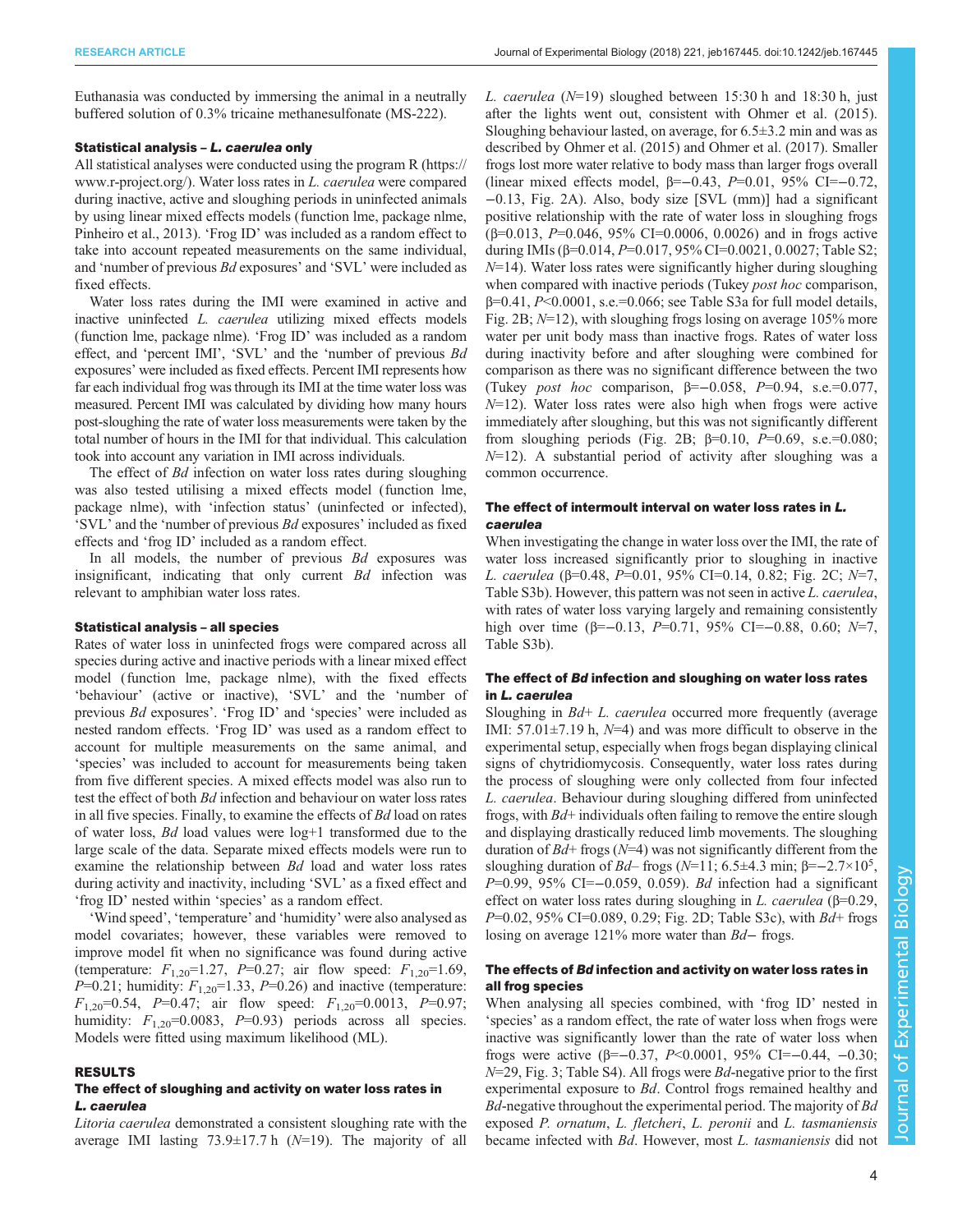Euthanasia was conducted by immersing the animal in a neutrally buffered solution of 0.3% tricaine methanesulfonate (MS-222).

### Statistical analysis – *L. caerulea* only

All statistical analyses were conducted using the program R (https://www.r-project.org/). Water loss rates in *L. caerulea* were compared during inactive, active and sloughing periods in uninfected animals by using linear mixed effects models (function lme, package nlme, Pinheiro et al., 2013). 'Frog ID' was included as a random effect to take into account repeated measurements on the same individual, and 'number of previous *Bd* exposures' and 'SVL' were included as fixed effects.

Water loss rates during the IMI were examined in active and inactive uninfected *L. caerulea* utilizing mixed effects models (function lme, package nlme). 'Frog ID' was included as a random effect, and 'percent IMI', 'SVL' and the 'number of previous *Bd* exposures' were included as fixed effects. Percent IMI represents how far each individual frog was through its IMI at the time water loss was measured. Percent IMI was calculated by dividing how many hours post-sloughing the rate of water loss measurements were taken by the total number of hours in the IMI for that individual. This calculation took into account any variation in IMI across individuals.

The effect of *Bd* infection on water loss rates during sloughing was also tested utilising a mixed effects model (function lme, package nlme), with 'infection status' (uninfected or infected), 'SVL' and the 'number of previous *Bd* exposures' included as fixed effects and 'frog ID' included as a random effect.

In all models, the number of previous *Bd* exposures was insignificant, indicating that only current *Bd* infection was relevant to amphibian water loss rates.

### Statistical analysis – all species

Rates of water loss in uninfected frogs were compared across all species during active and inactive periods with a linear mixed effect model (function lme, package nlme), with the fixed effects 'behaviour' (active or inactive), 'SVL' and the 'number of previous *Bd* exposures'. 'Frog ID' and 'species' were included as nested random effects. 'Frog ID' was used as a random effect to account for multiple measurements on the same animal, and 'species' was included to account for measurements being taken from five different species. A mixed effects model was also run to test the effect of both *Bd* infection and behaviour on water loss rates in all five species. Finally, to examine the effects of *Bd* load on rates of water loss, *Bd* load values were log+1 transformed due to the large scale of the data. Separate mixed effects models were run to examine the relationship between *Bd* load and water loss rates during activity and inactivity, including 'SVL' as a fixed effect and 'frog ID' nested within 'species' as a random effect.

'Wind speed', 'temperature' and 'humidity' were also analysed as model covariates; however, these variables were removed to improve model fit when no significance was found during active (temperature: $F_{1,20}$=1.27, $P$=0.27; air flow speed: $F_{1,20}$=1.69, $P$=0.21; humidity: $F_{1,20}$=1.33, $P$=0.26) and inactive (temperature: $F_{1,20}$=0.54, $P$=0.47; air flow speed: $F_{1,20}$=0.0013, $P$=0.97; humidity: $F_{1,20}$=0.0083, $P$=0.93) periods across all species. Models were fitted using maximum likelihood (ML).

## RESULTS

### The effect of sloughing and activity on water loss rates in *L. caerulea*

*Litoria caerulea* demonstrated a consistent sloughing rate with the average IMI lasting 73.9±17.7 h ($N$=19). The majority of all *L. caerulea* ($N$=19) sloughed between 15:30 h and 18:30 h, just after the lights went out, consistent with Ohmer et al. (2015). Sloughing behaviour lasted, on average, for 6.5±3.2 min and was as described by Ohmer et al. (2015) and Ohmer et al. (2017). Smaller frogs lost more water relative to body mass than larger frogs overall (linear mixed effects model, β=−0.43, $P$=0.01, 95% CI=−0.72, −0.13, Fig. 2A). Also, body size [SVL (mm)] had a significant positive relationship with the rate of water loss in sloughing frogs (β=0.013, $P$=0.046, 95% CI=0.0006, 0.0026) and in frogs active during IMIs (β=0.014, $P$=0.017, 95% CI=0.0021, 0.0027; Table S2; $N$=14). Water loss rates were significantly higher during sloughing when compared with inactive periods (Tukey *post hoc* comparison, β=0.41, $P$<0.0001, s.e.=0.066; see Table S3a for full model details, Fig. 2B; $N$=12), with sloughing frogs losing on average 105% more water per unit body mass than inactive frogs. Rates of water loss during inactivity before and after sloughing were combined for comparison as there was no significant difference between the two (Tukey *post hoc* comparison, β=−0.058, $P$=0.94, s.e.=0.077, $N$=12). Water loss rates were also high when frogs were active immediately after sloughing, but this was not significantly different from sloughing periods (Fig. 2B; β=0.10, $P$=0.69, s.e.=0.080; $N$=12). A substantial period of activity after sloughing was a common occurrence.

### The effect of intermoult interval on water loss rates in *L. caerulea*

When investigating the change in water loss over the IMI, the rate of water loss increased significantly prior to sloughing in inactive *L. caerulea* (β=0.48, $P$=0.01, 95% CI=0.14, 0.82; Fig. 2C; $N$=7, Table S3b). However, this pattern was not seen in active *L. caerulea*, with rates of water loss varying largely and remaining consistently high over time (β=−0.13, $P$=0.71, 95% CI=−0.88, 0.60; $N$=7, Table S3b).

### The effect of *Bd* infection and sloughing on water loss rates in *L. caerulea*

Sloughing in *Bd*+ *L. caerulea* occurred more frequently (average IMI: 57.01±7.19 h, $N$=4) and was more difficult to observe in the experimental setup, especially when frogs began displaying clinical signs of chytridiomycosis. Consequently, water loss rates during the process of sloughing were only collected from four infected *L. caerulea*. Behaviour during sloughing differed from uninfected frogs, with *Bd*+ individuals often failing to remove the entire slough and displaying drastically reduced limb movements. The sloughing duration of *Bd*+ frogs ($N$=4) was not significantly different from the sloughing duration of *Bd*− frogs ($N$=11; 6.5±4.3 min; β=−2.7×10$^5$, $P$=0.99, 95% CI=−0.059, 0.059). *Bd* infection had a significant effect on water loss rates during sloughing in *L. caerulea* (β=0.29, $P$=0.02, 95% CI=0.089, 0.29; Fig. 2D; Table S3c), with *Bd*+ frogs losing on average 121% more water than *Bd*− frogs.

### The effects of *Bd* infection and activity on water loss rates in all frog species

When analysing all species combined, with 'frog ID' nested in 'species' as a random effect, the rate of water loss when frogs were inactive was significantly lower than the rate of water loss when frogs were active (β=−0.37, $P$<0.0001, 95% CI=−0.44, −0.30; $N$=29, Fig. 3; Table S4). All frogs were *Bd*-negative prior to the first experimental exposure to *Bd*. Control frogs remained healthy and *Bd*-negative throughout the experimental period. The majority of *Bd* exposed *P. ornatum*, *L. fletcheri*, *L. peronii* and *L. tasmaniensis* became infected with *Bd*. However, most *L. tasmaniensis* did not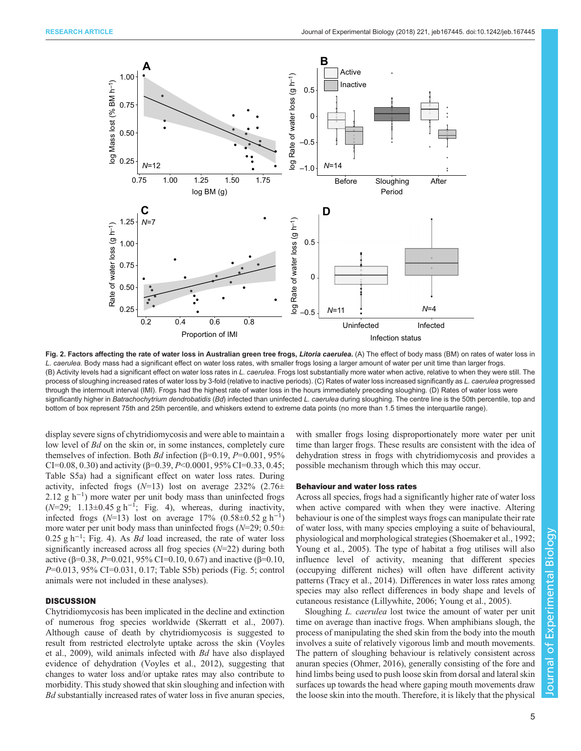**Fig. 2. Factors affecting the rate of water loss in Australian green tree frogs, *Litoria caerulea*.** (A) The effect of body mass (BM) on rates of water loss in *L. caerulea*. Body mass had a significant effect on water loss rates, with smaller frogs losing a larger amount of water per unit time than larger frogs. (B) Activity levels had a significant effect on water loss rates in *L. caerulea*. Frogs lost substantially more water when active, relative to when they were still. The process of sloughing increased rates of water loss by 3-fold (relative to inactive periods). (C) Rates of water loss increased significantly as *L. caerulea* progressed through the intermoult interval (IMI). Frogs had the highest rate of water loss in the hours immediately preceding sloughing. (D) Rates of water loss were significantly higher in *Batrachochytrium dendrobatidis* (*Bd*) infected than uninfected *L. caerulea* during sloughing. The centre line is the 50th percentile, top and bottom of box represent 75th and 25th percentile, and whiskers extend to extreme data points (no more than 1.5 times the interquartile range).

display severe signs of chytridiomycosis and were able to maintain a low level of *Bd* on the skin or, in some instances, completely cure themselves of infection. Both *Bd* infection (β=0.19, $P$=0.001, 95% CI=0.08, 0.30) and activity (β=0.39, $P$<0.0001, 95% CI=0.33, 0.45; Table S5a) had a significant effect on water loss rates. During activity, infected frogs ($N$=13) lost on average 232% (2.76±2.12 g h$^{-1}$) more water per unit body mass than uninfected frogs ($N$=29; 1.13±0.45 g h$^{-1}$; Fig. 4), whereas, during inactivity, infected frogs ($N$=13) lost on average 17% (0.58±0.52 g h$^{-1}$) more water per unit body mass than uninfected frogs ($N$=29; 0.50±0.25 g h$^{-1}$; Fig. 4). As *Bd* load increased, the rate of water loss significantly increased across all frog species ($N$=22) during both active (β=0.38, $P$=0.021, 95% CI=0.10, 0.67) and inactive (β=0.10, $P$=0.013, 95% CI=0.031, 0.17; Table S5b) periods (Fig. 5; control animals were not included in these analyses).

## DISCUSSION

Chytridiomycosis has been implicated in the decline and extinction of numerous frog species worldwide (Skerratt et al., 2007). Although cause of death by chytridiomycosis is suggested to result from restricted electrolyte uptake across the skin (Voyles et al., 2009), wild animals infected with *Bd* have also displayed evidence of dehydration (Voyles et al., 2012), suggesting that changes to water loss and/or uptake rates may also contribute to morbidity. This study showed that skin sloughing and infection with *Bd* substantially increased rates of water loss in five anuran species, with smaller frogs losing disproportionately more water per unit time than larger frogs. These results are consistent with the idea of dehydration stress in frogs with chytridiomycosis and provides a possible mechanism through which this may occur.

### Behaviour and water loss rates

Across all species, frogs had a significantly higher rate of water loss when active compared with when they were inactive. Altering behaviour is one of the simplest ways frogs can manipulate their rate of water loss, with many species employing a suite of behavioural, physiological and morphological strategies (Shoemaker et al., 1992; Young et al., 2005). The type of habitat a frog utilises will also influence level of activity, meaning that different species (occupying different niches) will often have different activity patterns (Tracy et al., 2014). Differences in water loss rates among species may also reflect differences in body shape and levels of cutaneous resistance (Lillywhite, 2006; Young et al., 2005).

Sloughing *L. caerulea* lost twice the amount of water per unit time on average than inactive frogs. When amphibians slough, the process of manipulating the shed skin from the body into the mouth involves a suite of relatively vigorous limb and mouth movements. The pattern of sloughing behaviour is relatively consistent across anuran species (Ohmer, 2016), generally consisting of the fore and hind limbs being used to push loose skin from dorsal and lateral skin surfaces up towards the head where gaping mouth movements draw the loose skin into the mouth. Therefore, it is likely that the physical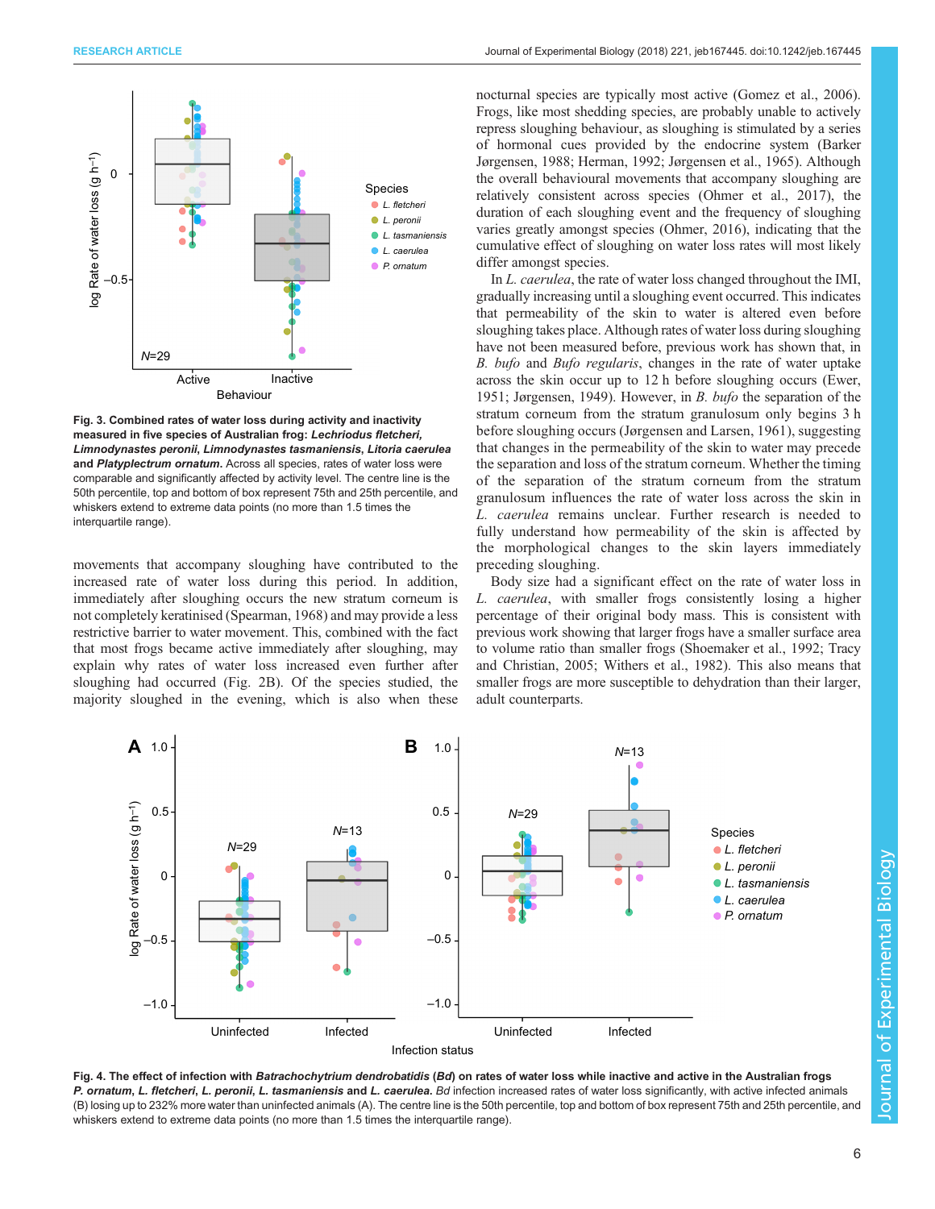Fig. 3. **Combined rates of water loss during activity and inactivity measured in five species of Australian frog: *Lechriodus fletcheri*, *Limnodynastes peronii*, *Limnodynastes tasmaniensis*, *Litoria caerulea* and *Platyplectrum ornatum*.** Across all species, rates of water loss were comparable and significantly affected by activity level. The centre line is the 50th percentile, top and bottom of box represent 75th and 25th percentile, and whiskers extend to extreme data points (no more than 1.5 times the interquartile range).

movements that accompany sloughing have contributed to the increased rate of water loss during this period. In addition, immediately after sloughing occurs the new stratum corneum is not completely keratinised (Spearman, 1968) and may provide a less restrictive barrier to water movement. This, combined with the fact that most frogs became active immediately after sloughing, may explain why rates of water loss increased even further after sloughing had occurred (Fig. 2B). Of the species studied, the majority sloughed in the evening, which is also when these nocturnal species are typically most active (Gomez et al., 2006). Frogs, like most shedding species, are probably unable to actively repress sloughing behaviour, as sloughing is stimulated by a series of hormonal cues provided by the endocrine system (Barker Jørgensen, 1988; Herman, 1992; Jørgensen et al., 1965). Although the overall behavioural movements that accompany sloughing are relatively consistent across species (Ohmer et al., 2017), the duration of each sloughing event and the frequency of sloughing varies greatly amongst species (Ohmer, 2016), indicating that the cumulative effect of sloughing on water loss rates will most likely differ amongst species.

In *L. caerulea*, the rate of water loss changed throughout the IMI, gradually increasing until a sloughing event occurred. This indicates that permeability of the skin to water is altered even before sloughing takes place. Although rates of water loss during sloughing have not been measured before, previous work has shown that, in *B. bufo* and *Bufo regularis*, changes in the rate of water uptake across the skin occur up to 12 h before sloughing occurs (Ewer, 1951; Jørgensen, 1949). However, in *B. bufo* the separation of the stratum corneum from the stratum granulosum only begins 3 h before sloughing occurs (Jørgensen and Larsen, 1961), suggesting that changes in the permeability of the skin to water may precede the separation and loss of the stratum corneum. Whether the timing of the separation of the stratum corneum from the stratum granulosum influences the rate of water loss across the skin in *L. caerulea* remains unclear. Further research is needed to fully understand how permeability of the skin is affected by the morphological changes to the skin layers immediately preceding sloughing.

Body size had a significant effect on the rate of water loss in *L. caerulea*, with smaller frogs consistently losing a higher percentage of their original body mass. This is consistent with previous work showing that larger frogs have a smaller surface area to volume ratio than smaller frogs (Shoemaker et al., 1992; Tracy and Christian, 2005; Withers et al., 1982). This also means that smaller frogs are more susceptible to dehydration than their larger, adult counterparts.

Fig. 4. **The effect of infection with *Batrachochytrium dendrobatidis* (*Bd*) on rates of water loss while inactive and active in the Australian frogs *P. ornatum*, *L. fletcheri*, *L. peronii*, *L. tasmaniensis* and *L. caerulea*.** *Bd* infection increased rates of water loss significantly, with active infected animals (B) losing up to 232% more water than uninfected animals (A). The centre line is the 50th percentile, top and bottom of box represent 75th and 25th percentile, and whiskers extend to extreme data points (no more than 1.5 times the interquartile range).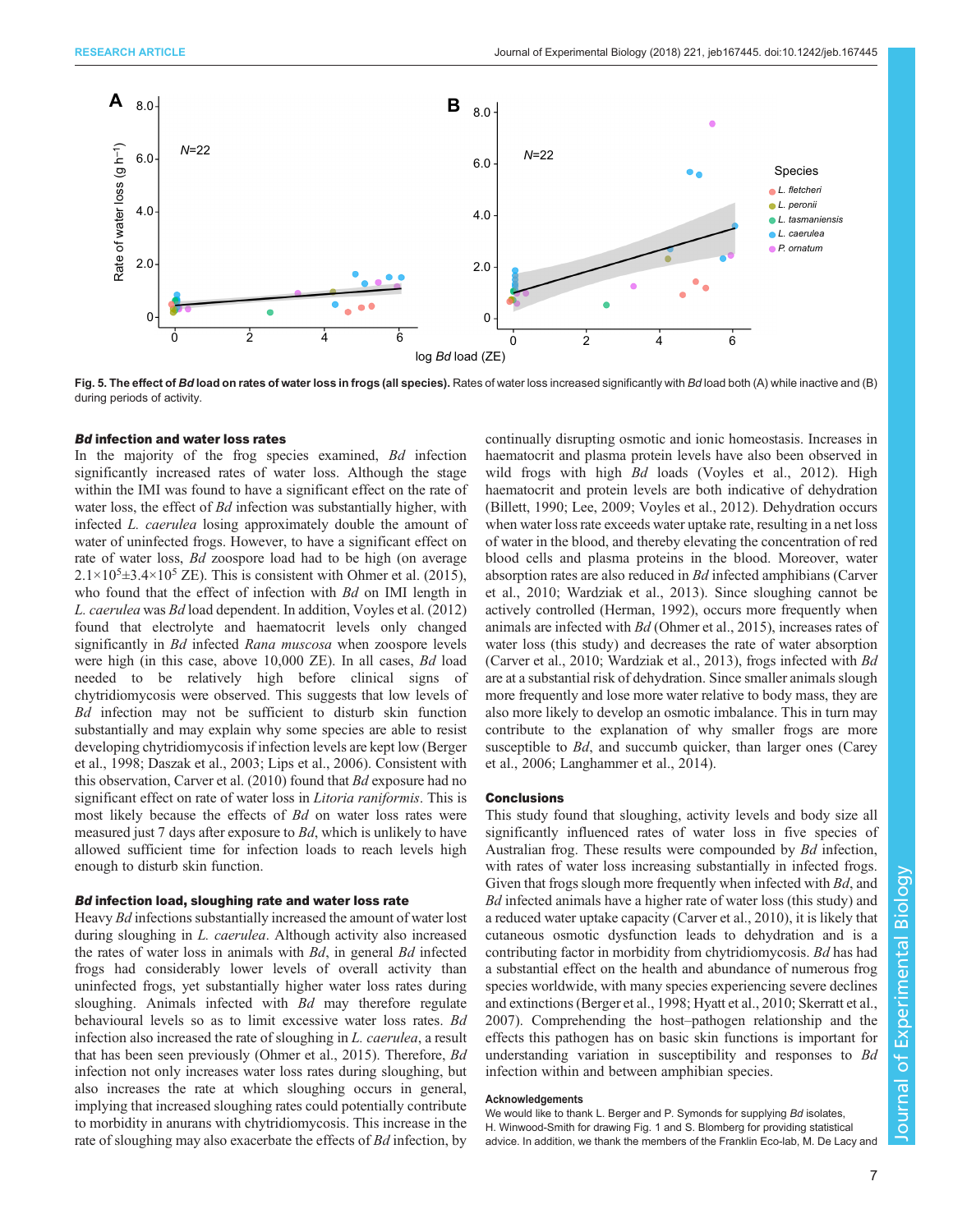Fig. 5. The effect of *Bd* load on rates of water loss in frogs (all species). Rates of water loss increased significantly with *Bd* load both (A) while inactive and (B) during periods of activity.

### *Bd* infection and water loss rates

In the majority of the frog species examined, *Bd* infection significantly increased rates of water loss. Although the stage within the IMI was found to have a significant effect on the rate of water loss, the effect of *Bd* infection was substantially higher, with infected *L. caerulea* losing approximately double the amount of water of uninfected frogs. However, to have a significant effect on rate of water loss, *Bd* zoospore load had to be high (on average $2.1\times10^5\pm3.4\times10^5$ ZE). This is consistent with Ohmer et al. (2015), who found that the effect of infection with *Bd* on IMI length in *L. caerulea* was *Bd* load dependent. In addition, Voyles et al. (2012) found that electrolyte and haematocrit levels only changed significantly in *Bd* infected *Rana muscosa* when zoospore levels were high (in this case, above 10,000 ZE). In all cases, *Bd* load needed to be relatively high before clinical signs of chytridiomycosis were observed. This suggests that low levels of *Bd* infection may not be sufficient to disturb skin function substantially and may explain why some species are able to resist developing chytridiomycosis if infection levels are kept low (Berger et al., 1998; Daszak et al., 2003; Lips et al., 2006). Consistent with this observation, Carver et al. (2010) found that *Bd* exposure had no significant effect on rate of water loss in *Litoria raniformis*. This is most likely because the effects of *Bd* on water loss rates were measured just 7 days after exposure to *Bd*, which is unlikely to have allowed sufficient time for infection loads to reach levels high enough to disturb skin function.

### *Bd* infection load, sloughing rate and water loss rate

Heavy *Bd* infections substantially increased the amount of water lost during sloughing in *L. caerulea*. Although activity also increased the rates of water loss in animals with *Bd*, in general *Bd* infected frogs had considerably lower levels of overall activity than uninfected frogs, yet substantially higher water loss rates during sloughing. Animals infected with *Bd* may therefore regulate behavioural levels so as to limit excessive water loss rates. *Bd* infection also increased the rate of sloughing in *L. caerulea*, a result that has been seen previously (Ohmer et al., 2015). Therefore, *Bd* infection not only increases water loss rates during sloughing, but also increases the rate at which sloughing occurs in general, implying that increased sloughing rates could potentially contribute to morbidity in anurans with chytridiomycosis. This increase in the rate of sloughing may also exacerbate the effects of *Bd* infection, by continually disrupting osmotic and ionic homeostasis. Increases in haematocrit and plasma protein levels have also been observed in wild frogs with high *Bd* loads (Voyles et al., 2012). High haematocrit and protein levels are both indicative of dehydration (Billett, 1990; Lee, 2009; Voyles et al., 2012). Dehydration occurs when water loss rate exceeds water uptake rate, resulting in a net loss of water in the blood, and thereby elevating the concentration of red blood cells and plasma proteins in the blood. Moreover, water absorption rates are also reduced in *Bd* infected amphibians (Carver et al., 2010; Wardziak et al., 2013). Since sloughing cannot be actively controlled (Herman, 1992), occurs more frequently when animals are infected with *Bd* (Ohmer et al., 2015), increases rates of water loss (this study) and decreases the rate of water absorption (Carver et al., 2010; Wardziak et al., 2013), frogs infected with *Bd* are at a substantial risk of dehydration. Since smaller animals slough more frequently and lose more water relative to body mass, they are also more likely to develop an osmotic imbalance. This in turn may contribute to the explanation of why smaller frogs are more susceptible to *Bd*, and succumb quicker, than larger ones (Carey et al., 2006; Langhammer et al., 2014).

## Conclusions

This study found that sloughing, activity levels and body size all significantly influenced rates of water loss in five species of Australian frog. These results were compounded by *Bd* infection, with rates of water loss increasing substantially in infected frogs. Given that frogs slough more frequently when infected with *Bd*, and *Bd* infected animals have a higher rate of water loss (this study) and a reduced water uptake capacity (Carver et al., 2010), it is likely that cutaneous osmotic dysfunction leads to dehydration and is a contributing factor in morbidity from chytridiomycosis. *Bd* has had a substantial effect on the health and abundance of numerous frog species worldwide, with many species experiencing severe declines and extinctions (Berger et al., 1998; Hyatt et al., 2010; Skerratt et al., 2007). Comprehending the host–pathogen relationship and the effects this pathogen has on basic skin functions is important for understanding variation in susceptibility and responses to *Bd* infection within and between amphibian species.

#### Acknowledgements

We would like to thank L. Berger and P. Symonds for supplying *Bd* isolates, H. Winwood-Smith for drawing Fig. 1 and S. Blomberg for providing statistical advice. In addition, we thank the members of the Franklin Eco-lab, M. De Lacy and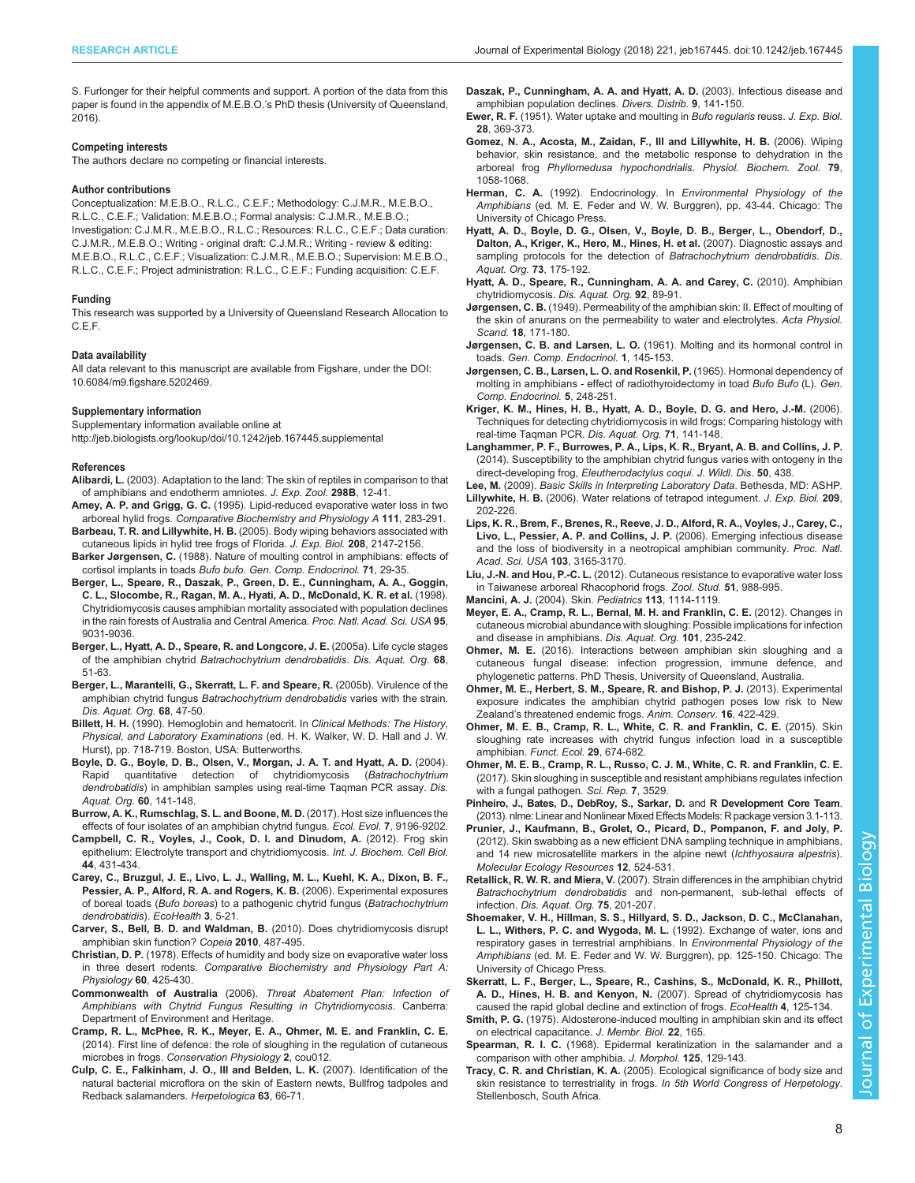S. Furlonger for their helpful comments and support. A portion of the data from this paper is found in the appendix of M.E.B.O.'s PhD thesis (University of Queensland, 2016).

#### Competing interests

The authors declare no competing or financial interests.

#### Author contributions

Conceptualization: M.E.B.O., R.L.C., C.E.F.; Methodology: C.J.M.R., M.E.B.O., R.L.C., C.E.F.; Validation: M.E.B.O.; Formal analysis: C.J.M.R., M.E.B.O.; Investigation: C.J.M.R., M.E.B.O., R.L.C.; Resources: R.L.C., C.E.F.; Data curation: C.J.M.R., M.E.B.O.; Writing - original draft: C.J.M.R.; Writing - review & editing: M.E.B.O., R.L.C., C.E.F.; Visualization: C.J.M.R., M.E.B.O.; Supervision: M.E.B.O., R.L.C., C.E.F.; Project administration: R.L.C., C.E.F.; Funding acquisition: C.E.F.

#### Funding

This research was supported by a University of Queensland Research Allocation to C.E.F.

#### Data availability

All data relevant to this manuscript are available from Figshare, under the DOI: 10.6084/m9.figshare.5202469.

#### Supplementary information

Supplementary information available online at http://jeb.biologists.org/lookup/doi/10.1242/jeb.167445.supplemental

#### References

**Alibardi, L.** (2003). Adaptation to the land: The skin of reptiles in comparison to that of amphibians and endotherm amniotes. *J. Exp. Zool.* **298B**, 12-41.

**Amey, A. P. and Grigg, G. C.** (1995). Lipid-reduced evaporative water loss in two arboreal hylid frogs. *Comparative Biochemistry and Physiology A* **111**, 283-291.

**Barbeau, T. R. and Lillywhite, H. B.** (2005). Body wiping behaviors associated with cutaneous lipids in hylid tree frogs of Florida. *J. Exp. Biol.* **208**, 2147-2156.

**Barker Jørgensen, C.** (1988). Nature of moulting control in amphibians: effects of cortisol implants in toads *Bufo bufo*. *Gen. Comp. Endocrinol.* **71**, 29-35.

**Berger, L., Speare, R., Daszak, P., Green, D. E., Cunningham, A. A., Goggin, C. L., Slocombe, R., Ragan, M. A., Hyati, A. D., McDonald, K. R. et al.** (1998). Chytridiomycosis causes amphibian mortality associated with population declines in the rain forests of Australia and Central America. *Proc. Natl. Acad. Sci. USA* **95**, 9031-9036.

**Berger, L., Hyatt, A. D., Speare, R. and Longcore, J. E.** (2005a). Life cycle stages of the amphibian chytrid *Batrachochytrium dendrobatidis*. *Dis. Aquat. Org.* **68**, 51-63.

**Berger, L., Marantelli, G., Skerratt, L. F. and Speare, R.** (2005b). Virulence of the amphibian chytrid fungus *Batrachochytrium dendrobatidis* varies with the strain. *Dis. Aquat. Org.* **68**, 47-50.

**Billett, H. H.** (1990). Hemoglobin and hematocrit. In *Clinical Methods: The History, Physical, and Laboratory Examinations* (ed. H. K. Walker, W. D. Hall and J. W. Hurst), pp. 718-719. Boston, USA: Butterworths.

**Boyle, D. G., Boyle, D. B., Olsen, V., Morgan, J. A. T. and Hyatt, A. D.** (2004). Rapid quantitative detection of chytridiomycosis (*Batrachochytrium dendrobatidis*) in amphibian samples using real-time Taqman PCR assay. *Dis. Aquat. Org.* **60**, 141-148.

**Burrow, A. K., Rumschlag, S. L. and Boone, M. D.** (2017). Host size influences the effects of four isolates of an amphibian chytrid fungus. *Ecol. Evol.* **7**, 9196-9202.

**Campbell, C. R., Voyles, J., Cook, D. I. and Dinudom, A.** (2012). Frog skin epithelium: Electrolyte transport and chytridiomycosis. *Int. J. Biochem. Cell Biol.* **44**, 431-434.

**Carey, C., Bruzgul, J. E., Livo, L. J., Walling, M. L., Kuehl, K. A., Dixon, B. F., Pessier, A. P., Alford, R. A. and Rogers, K. B.** (2006). Experimental exposures of boreal toads (*Bufo boreas*) to a pathogenic chytrid fungus (*Batrachochytrium dendrobatidis*). *EcoHealth* **3**, 5-21.

**Carver, S., Bell, B. D. and Waldman, B.** (2010). Does chytridiomycosis disrupt amphibian skin function? *Copeia* **2010**, 487-495.

**Christian, D. P.** (1978). Effects of humidity and body size on evaporative water loss in three desert rodents. *Comparative Biochemistry and Physiology Part A: Physiology* **60**, 425-430.

**Commonwealth of Australia** (2006). *Threat Abatement Plan: Infection of Amphibians with Chytrid Fungus Resulting in Chytridiomycosis*. Canberra: Department of Environment and Heritage.

**Cramp, R. L., McPhee, R. K., Meyer, E. A., Ohmer, M. E. and Franklin, C. E.** (2014). First line of defence: the role of sloughing in the regulation of cutaneous microbes in frogs. *Conservation Physiology* **2**, cou012.

**Culp, C. E., Falkinham, J. O., III and Belden, L. K.** (2007). Identification of the natural bacterial microflora on the skin of Eastern newts, Bullfrog tadpoles and Redback salamanders. *Herpetologica* **63**, 66-71.

**Daszak, P., Cunningham, A. A. and Hyatt, A. D.** (2003). Infectious disease and amphibian population declines. *Divers. Distrib.* **9**, 141-150.

**Ewer, R. F.** (1951). Water uptake and moulting in *Bufo regularis* reuss. *J. Exp. Biol.* **28**, 369-373.

**Gomez, N. A., Acosta, M., Zaidan, F., III and Lillywhite, H. B.** (2006). Wiping behavior, skin resistance, and the metabolic response to dehydration in the arboreal frog *Phyllomedusa hypochondrialis*. *Physiol. Biochem. Zool.* **79**, 1058-1068.

**Herman, C. A.** (1992). Endocrinology. In *Environmental Physiology of the Amphibians* (ed. M. E. Feder and W. W. Burggren), pp. 43-44. Chicago: The University of Chicago Press.

**Hyatt, A. D., Boyle, D. G., Olsen, V., Boyle, D. B., Berger, L., Obendorf, D., Dalton, A., Kriger, K., Hero, M., Hines, H. et al.** (2007). Diagnostic assays and sampling protocols for the detection of *Batrachochytrium dendrobatidis*. *Dis. Aquat. Org.* **73**, 175-192.

**Hyatt, A. D., Speare, R., Cunningham, A. A. and Carey, C.** (2010). Amphibian chytridiomycosis. *Dis. Aquat. Org.* **92**, 89-91.

**Jørgensen, C. B.** (1949). Permeability of the amphibian skin: II. Effect of moulting of the skin of anurans on the permeability to water and electrolytes. *Acta Physiol. Scand.* **18**, 171-180.

**Jørgensen, C. B. and Larsen, L. O.** (1961). Molting and its hormonal control in toads. *Gen. Comp. Endocrinol.* **1**, 145-153.

**Jørgensen, C. B., Larsen, L. O. and Rosenkil, P.** (1965). Hormonal dependency of molting in amphibians - effect of radiothyroidectomy in toad *Bufo Bufo* (L). *Gen. Comp. Endocrinol.* **5**, 248-251.

**Kriger, K. M., Hines, H. B., Hyatt, A. D., Boyle, D. G. and Hero, J.-M.** (2006). Techniques for detecting chytridiomycosis in wild frogs: Comparing histology with real-time Taqman PCR. *Dis. Aquat. Org.* **71**, 141-148.

**Langhammer, P. F., Burrowes, P. A., Lips, K. R., Bryant, A. B. and Collins, J. P.** (2014). Susceptibility to the amphibian chytrid fungus varies with ontogeny in the direct-developing frog, *Eleutherodactylus coqui*. *J. Wildl. Dis.* **50**, 438.

**Lee, M.** (2009). *Basic Skills in Interpreting Laboratory Data*. Bethesda, MD: ASHP.

**Lillywhite, H. B.** (2006). Water relations of tetrapod integument. *J. Exp. Biol.* **209**, 202-226.

**Lips, K. R., Brem, F., Brenes, R., Reeve, J. D., Alford, R. A., Voyles, J., Carey, C., Livo, L., Pessier, A. P. and Collins, J. P.** (2006). Emerging infectious disease and the loss of biodiversity in a neotropical amphibian community. *Proc. Natl. Acad. Sci. USA* **103**, 3165-3170.

**Liu, J.-N. and Hou, P.-C. L.** (2012). Cutaneous resistance to evaporative water loss in Taiwanese arboreal Rhacophorid frogs. *Zool. Stud.* **51**, 988-995.

**Mancini, A. J.** (2004). Skin. *Pediatrics* **113**, 1114-1119.

**Meyer, E. A., Cramp, R. L., Bernal, M. H. and Franklin, C. E.** (2012). Changes in cutaneous microbial abundance with sloughing: Possible implications for infection and disease in amphibians. *Dis. Aquat. Org.* **101**, 235-242.

**Ohmer, M. E.** (2016). Interactions between amphibian skin sloughing and a cutaneous fungal disease: infection progression, immune defence, and phylogenetic patterns. PhD Thesis, University of Queensland, Australia.

**Ohmer, M. E., Herbert, S. M., Speare, R. and Bishop, P. J.** (2013). Experimental exposure indicates the amphibian chytrid pathogen poses low risk to New Zealand's threatened endemic frogs. *Anim. Conserv.* **16**, 422-429.

**Ohmer, M. E. B., Cramp, R. L., White, C. R. and Franklin, C. E.** (2015). Skin sloughing rate increases with chytrid fungus infection load in a susceptible amphibian. *Funct. Ecol.* **29**, 674-682.

**Ohmer, M. E. B., Cramp, R. L., Russo, C. J. M., White, C. R. and Franklin, C. E.** (2017). Skin sloughing in susceptible and resistant amphibians regulates infection with a fungal pathogen. *Sci. Rep.* **7**, 3529.

**Pinheiro, J., Bates, D., DebRoy, S., Sarkar, D.** and **R Development Core Team**. (2013). nlme: Linear and Nonlinear Mixed Effects Models: R package version 3.1-113.

**Prunier, J., Kaufmann, B., Grolet, O., Picard, D., Pompanon, F. and Joly, P.** (2012). Skin swabbing as a new efficient DNA sampling technique in amphibians, and 14 new microsatellite markers in the alpine newt (*Ichthyosaura alpestris*). *Molecular Ecology Resources* **12**, 524-531.

**Retallick, R. W. R. and Miera, V.** (2007). Strain differences in the amphibian chytrid *Batrachochytrium dendrobatidis* and non-permanent, sub-lethal effects of infection. *Dis. Aquat. Org.* **75**, 201-207.

**Shoemaker, V. H., Hillman, S. S., Hillyard, S. D., Jackson, D. C., McClanahan, L. L., Withers, P. C. and Wygoda, M. L.** (1992). Exchange of water, ions and respiratory gases in terrestrial amphibians. In *Environmental Physiology of the Amphibians* (ed. M. E. Feder and W. W. Burggren), pp. 125-150. Chicago: The University of Chicago Press.

**Skerratt, L. F., Berger, L., Speare, R., Cashins, S., McDonald, K. R., Phillott, A. D., Hines, H. B. and Kenyon, N.** (2007). Spread of chytridiomycosis has caused the rapid global decline and extinction of frogs. *EcoHealth* **4**, 125-134.

**Smith, P. G.** (1975). Aldosterone-induced moulting in amphibian skin and its effect on electrical capacitance. *J. Membr. Biol.* **22**, 165.

**Spearman, R. I. C.** (1968). Epidermal keratinization in the salamander and a comparison with other amphibia. *J. Morphol.* **125**, 129-143.

**Tracy, C. R. and Christian, K. A.** (2005). Ecological significance of body size and skin resistance to terrestriality in frogs. *In 5th World Congress of Herpetology*. Stellenbosch, South Africa.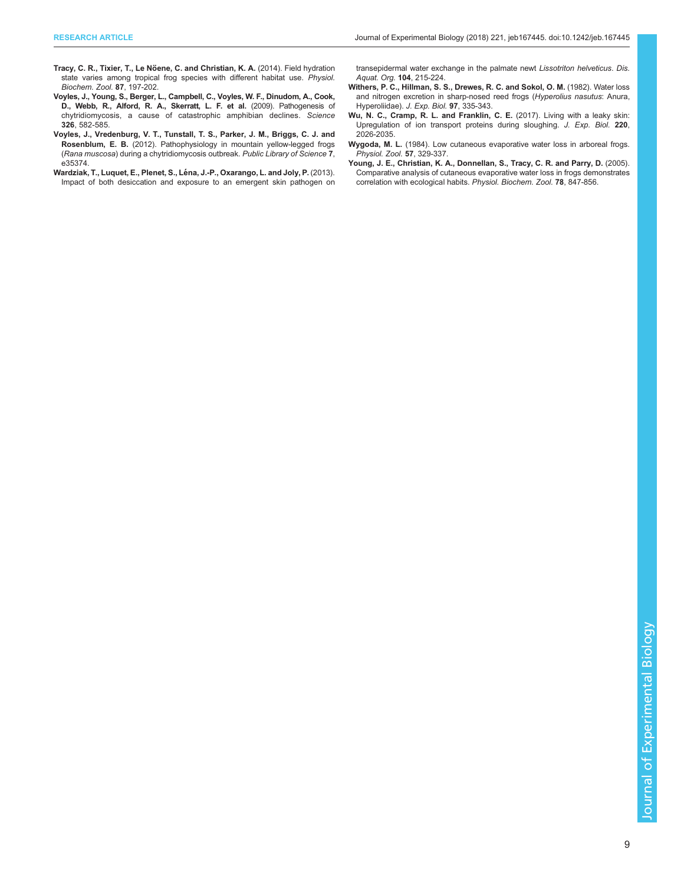**Tracy, C. R., Tixier, T., Le Nöene, C. and Christian, K. A.** (2014). Field hydration state varies among tropical frog species with different habitat use. *Physiol. Biochem. Zool.* **87**, 197-202.

**Voyles, J., Young, S., Berger, L., Campbell, C., Voyles, W. F., Dinudom, A., Cook, D., Webb, R., Alford, R. A., Skerratt, L. F. et al.** (2009). Pathogenesis of chytridiomycosis, a cause of catastrophic amphibian declines. *Science* **326**, 582-585.

**Voyles, J., Vredenburg, V. T., Tunstall, T. S., Parker, J. M., Briggs, C. J. and Rosenblum, E. B.** (2012). Pathophysiology in mountain yellow-legged frogs (*Rana muscosa*) during a chytridiomycosis outbreak. *Public Library of Science* **7**, e35374.

**Wardziak, T., Luquet, E., Plenet, S., Léna, J.-P., Oxarango, L. and Joly, P.** (2013). Impact of both desiccation and exposure to an emergent skin pathogen on transepidermal water exchange in the palmate newt *Lissotriton helveticus*. *Dis. Aquat. Org.* **104**, 215-224.

**Withers, P. C., Hillman, S. S., Drewes, R. C. and Sokol, O. M.** (1982). Water loss and nitrogen excretion in sharp-nosed reed frogs (*Hyperolius nasutus*: Anura, Hyperoliidae). *J. Exp. Biol.* **97**, 335-343.

**Wu, N. C., Cramp, R. L. and Franklin, C. E.** (2017). Living with a leaky skin: Upregulation of ion transport proteins during sloughing. *J. Exp. Biol.* **220**, 2026-2035.

**Wygoda, M. L.** (1984). Low cutaneous evaporative water loss in arboreal frogs. *Physiol. Zool.* **57**, 329-337.

**Young, J. E., Christian, K. A., Donnellan, S., Tracy, C. R. and Parry, D.** (2005). Comparative analysis of cutaneous evaporative water loss in frogs demonstrates correlation with ecological habits. *Physiol. Biochem. Zool.* **78**, 847-856.